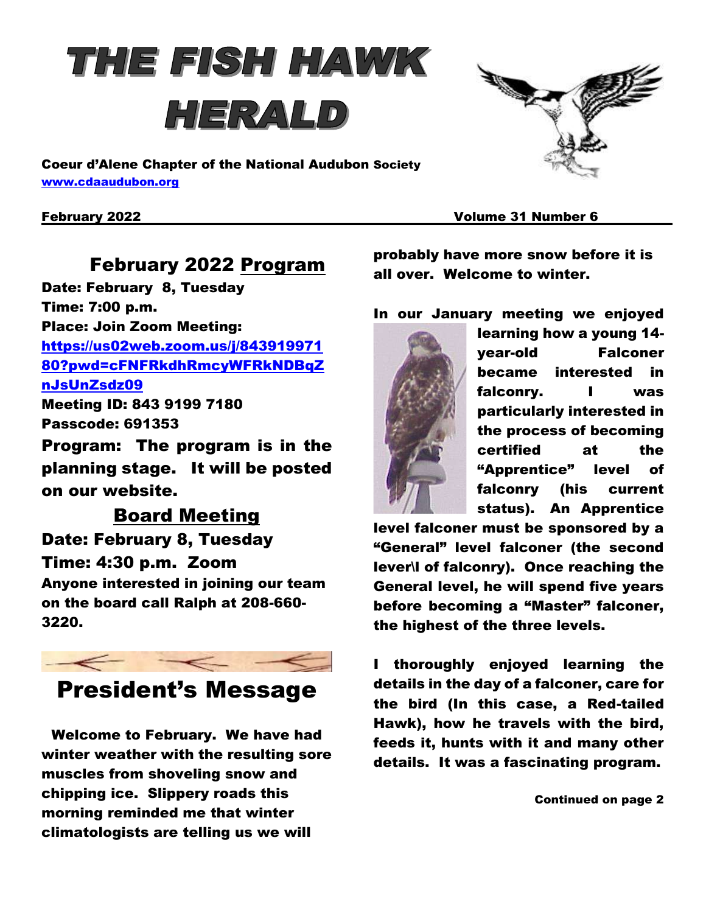# THE FISH HAWK HERALD

Coeur d'Alene Chapter of the National Audubon Society
www.cdaaudubon.org

**February 2022** **Volume 31 Number 6**

## February 2022 Program

**Date: February 8, Tuesday**
**Time: 7:00 p.m.**
**Place: Join Zoom Meeting:**
https://us02web.zoom.us/j/84391997180?pwd=cFNFRkdhRmcyWFRkNDBqZnJsUnZsdz09
**Meeting ID: 843 9199 7180**
**Passcode: 691353**

**Program: The program is in the planning stage. It will be posted on our website.**

## Board Meeting

**Date: February 8, Tuesday**
**Time: 4:30 p.m. Zoom**
**Anyone interested in joining our team on the board call Ralph at 208-660-3220.**

## President's Message

**Welcome to February. We have had winter weather with the resulting sore muscles from shoveling snow and chipping ice. Slippery roads this morning reminded me that winter climatologists are telling us we will probably have more snow before it is all over. Welcome to winter.**

**In our January meeting we enjoyed learning how a young 14-year-old Falconer became interested in falconry. I was particularly interested in the process of becoming certified at the "Apprentice" level of falconry (his current status). An Apprentice level falconer must be sponsored by a "General" level falconer (the second lever\l of falconry). Once reaching the General level, he will spend five years before becoming a "Master" falconer, the highest of the three levels.**

**I thoroughly enjoyed learning the details in the day of a falconer, care for the bird (In this case, a Red-tailed Hawk), how he travels with the bird, feeds it, hunts with it and many other details. It was a fascinating program.**

**Continued on page 2**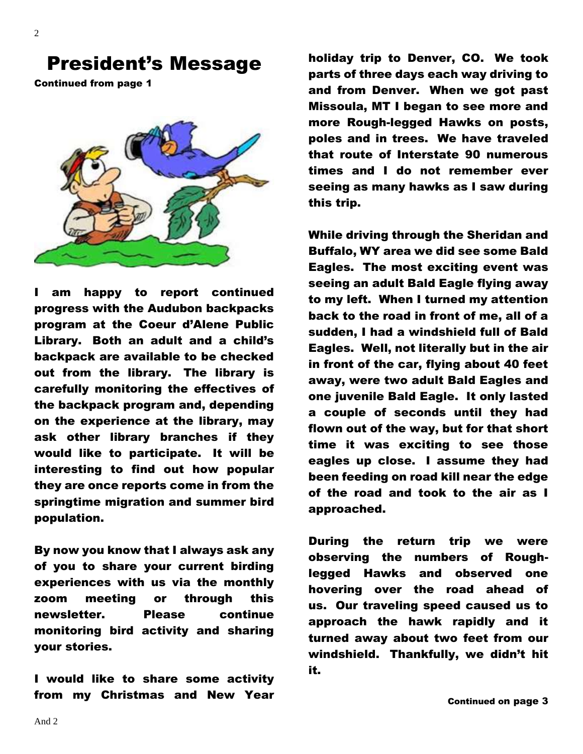# President's Message

**Continued from page 1**

I am happy to report continued progress with the Audubon backpacks program at the Coeur d'Alene Public Library. Both an adult and a child's backpack are available to be checked out from the library. The library is carefully monitoring the effectives of the backpack program and, depending on the experience at the library, may ask other library branches if they would like to participate. It will be interesting to find out how popular they are once reports come in from the springtime migration and summer bird population.

By now you know that I always ask any of you to share your current birding experiences with us via the monthly zoom meeting or through this newsletter. Please continue monitoring bird activity and sharing your stories.

I would like to share some activity from my Christmas and New Year holiday trip to Denver, CO. We took parts of three days each way driving to and from Denver. When we got past Missoula, MT I began to see more and more Rough-legged Hawks on posts, poles and in trees. We have traveled that route of Interstate 90 numerous times and I do not remember ever seeing as many hawks as I saw during this trip.

While driving through the Sheridan and Buffalo, WY area we did see some Bald Eagles. The most exciting event was seeing an adult Bald Eagle flying away to my left. When I turned my attention back to the road in front of me, all of a sudden, I had a windshield full of Bald Eagles. Well, not literally but in the air in front of the car, flying about 40 feet away, were two adult Bald Eagles and one juvenile Bald Eagle. It only lasted a couple of seconds until they had flown out of the way, but for that short time it was exciting to see those eagles up close. I assume they had been feeding on road kill near the edge of the road and took to the air as I approached.

During the return trip we were observing the numbers of Rough-legged Hawks and observed one hovering over the road ahead of us. Our traveling speed caused us to approach the hawk rapidly and it turned away about two feet from our windshield. Thankfully, we didn't hit it.

**Continued on page 3**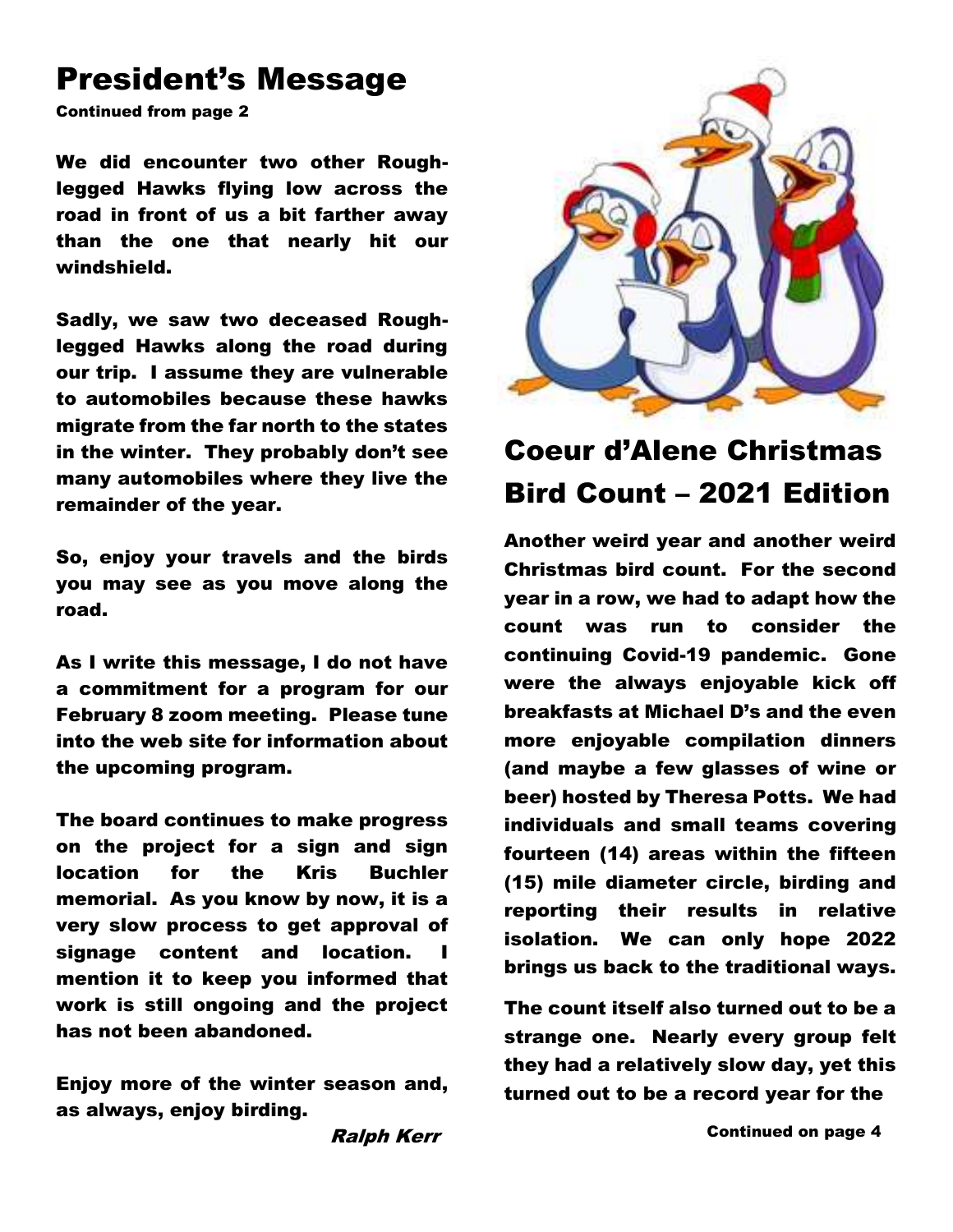# President's Message

**Continued from page 2**

We did encounter two other Rough-legged Hawks flying low across the road in front of us a bit farther away than the one that nearly hit our windshield.

Sadly, we saw two deceased Rough-legged Hawks along the road during our trip. I assume they are vulnerable to automobiles because these hawks migrate from the far north to the states in the winter. They probably don't see many automobiles where they live the remainder of the year.

So, enjoy your travels and the birds you may see as you move along the road.

As I write this message, I do not have a commitment for a program for our February 8 zoom meeting. Please tune into the web site for information about the upcoming program.

The board continues to make progress on the project for a sign and sign location for the Kris Buchler memorial. As you know by now, it is a very slow process to get approval of signage content and location. I mention it to keep you informed that work is still ongoing and the project has not been abandoned.

Enjoy more of the winter season and, as always, enjoy birding.

*Ralph Kerr*

# Coeur d'Alene Christmas Bird Count – 2021 Edition

Another weird year and another weird Christmas bird count. For the second year in a row, we had to adapt how the count was run to consider the continuing Covid-19 pandemic. Gone were the always enjoyable kick off breakfasts at Michael D's and the even more enjoyable compilation dinners (and maybe a few glasses of wine or beer) hosted by Theresa Potts. We had individuals and small teams covering fourteen (14) areas within the fifteen (15) mile diameter circle, birding and reporting their results in relative isolation. We can only hope 2022 brings us back to the traditional ways.

The count itself also turned out to be a strange one. Nearly every group felt they had a relatively slow day, yet this turned out to be a record year for the

**Continued on page 4**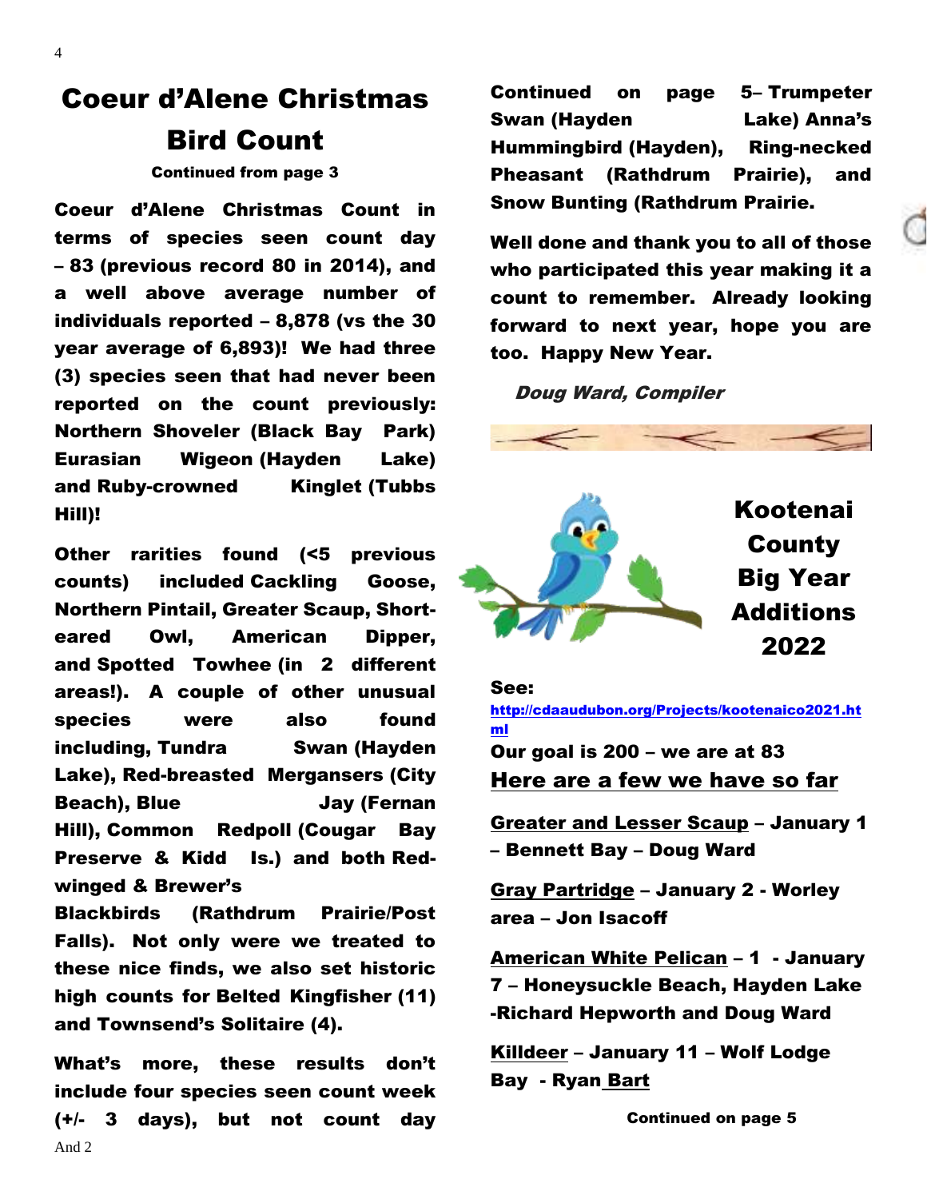# Coeur d'Alene Christmas Bird Count

**Continued from page 3**

**Coeur d'Alene Christmas Count in terms of species seen count day – 83 (previous record 80 in 2014), and a well above average number of individuals reported – 8,878 (vs the 30 year average of 6,893)! We had three (3) species seen that had never been reported on the count previously: Northern Shoveler (Black Bay Park) Eurasian Wigeon (Hayden Lake) and Ruby-crowned Kinglet (Tubbs Hill)!**

**Other rarities found (<5 previous counts) included Cackling Goose, Northern Pintail, Greater Scaup, Short-eared Owl, American Dipper, and Spotted Towhee (in 2 different areas!). A couple of other unusual species were also found including, Tundra Swan (Hayden Lake), Red-breasted Mergansers (City Beach), Blue Jay (Fernan Hill), Common Redpoll (Cougar Bay Preserve & Kidd Is.) and both Red-winged & Brewer's Blackbirds (Rathdrum Prairie/Post Falls). Not only were we treated to these nice finds, we also set historic high counts for Belted Kingfisher (11) and Townsend's Solitaire (4).**

**What's more, these results don't include four species seen count week (+/- 3 days), but not count day**

And 2

**Continued on page 5– Trumpeter Swan (Hayden Lake) Anna's Hummingbird (Hayden), Ring-necked Pheasant (Rathdrum Prairie), and Snow Bunting (Rathdrum Prairie.**

**Well done and thank you to all of those who participated this year making it a count to remember. Already looking forward to next year, hope you are too. Happy New Year.**

***Doug Ward, Compiler***

# Kootenai County Big Year Additions 2022

**See:**

**http://cdaaudubon.org/Projects/kootenaico2021.html**

**Our goal is 200 – we are at 83**

**Here are a few we have so far**

**Greater and Lesser Scaup – January 1 – Bennett Bay – Doug Ward**

**Gray Partridge – January 2 - Worley area – Jon Isacoff**

**American White Pelican – 1 - January 7 – Honeysuckle Beach, Hayden Lake -Richard Hepworth and Doug Ward**

**Killdeer – January 11 – Wolf Lodge Bay - Ryan Bart**

**Continued on page 5**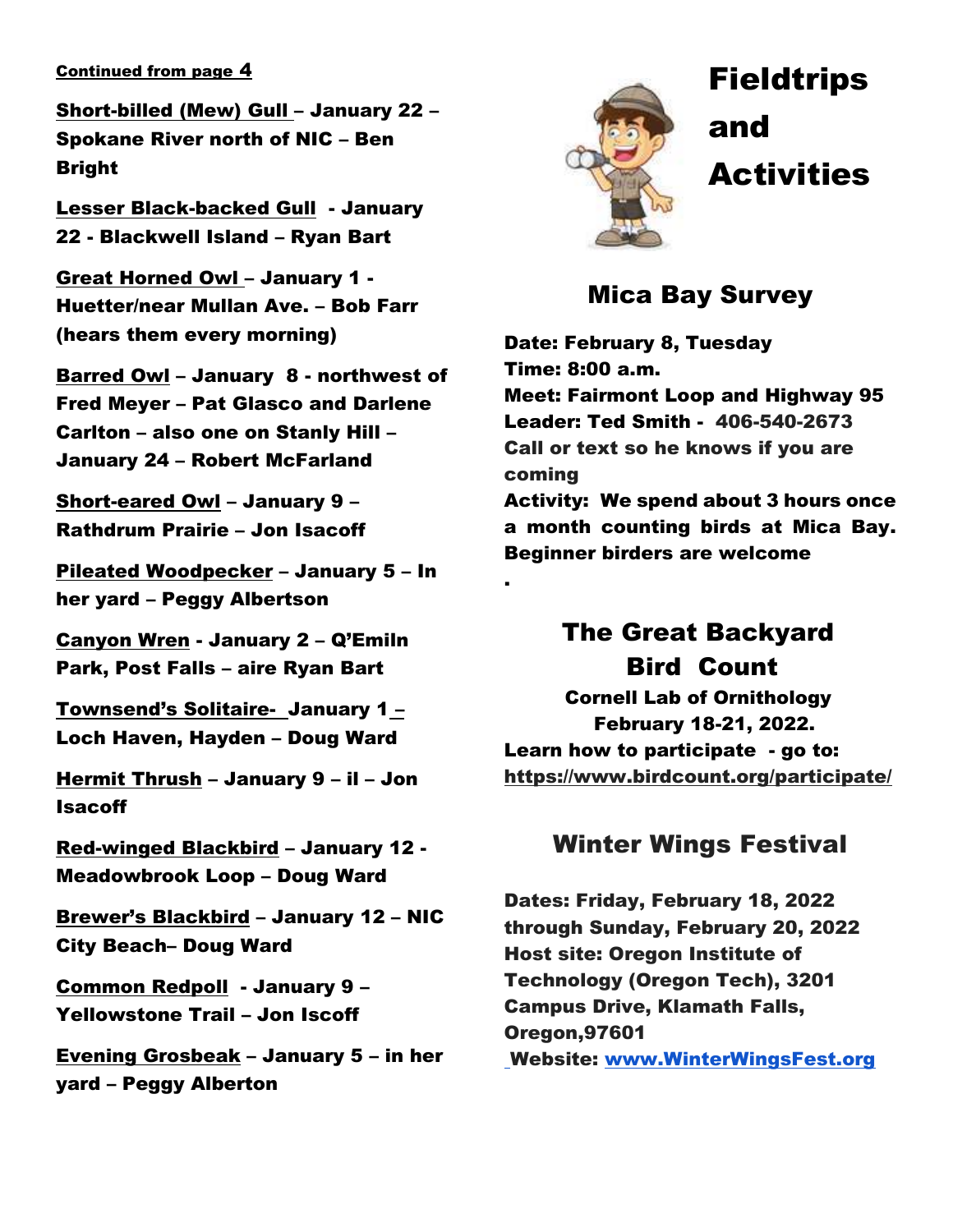**Continued from page 4**

**Short-billed (Mew) Gull – January 22 – Spokane River north of NIC – Ben Bright**

**Lesser Black-backed Gull - January 22 - Blackwell Island – Ryan Bart**

**Great Horned Owl – January 1 - Huetter/near Mullan Ave. – Bob Farr (hears them every morning)**

**Barred Owl – January 8 - northwest of Fred Meyer – Pat Glasco and Darlene Carlton – also one on Stanly Hill – January 24 – Robert McFarland**

**Short-eared Owl – January 9 – Rathdrum Prairie – Jon Isacoff**

**Pileated Woodpecker – January 5 – In her yard – Peggy Albertson**

**Canyon Wren - January 2 – Q'Emiln Park, Post Falls – aire Ryan Bart**

**Townsend's Solitaire- January 1 – Loch Haven, Hayden – Doug Ward**

**Hermit Thrush – January 9 – il – Jon Isacoff**

**Red-winged Blackbird – January 12 - Meadowbrook Loop – Doug Ward**

**Brewer's Blackbird – January 12 – NIC City Beach– Doug Ward**

**Common Redpoll - January 9 – Yellowstone Trail – Jon Iscoff**

**Evening Grosbeak – January 5 – in her yard – Peggy Alberton**

# Fieldtrips and Activities

## Mica Bay Survey

**Date: February 8, Tuesday**
**Time: 8:00 a.m.**
**Meet: Fairmont Loop and Highway 95**
**Leader: Ted Smith - 406-540-2673**
**Call or text so he knows if you are coming**
**Activity: We spend about 3 hours once a month counting birds at Mica Bay. Beginner birders are welcome**

.

## The Great Backyard Bird Count

**Cornell Lab of Ornithology**
**February 18-21, 2022.**
**Learn how to participate - go to: https://www.birdcount.org/participate/**

## Winter Wings Festival

**Dates: Friday, February 18, 2022 through Sunday, February 20, 2022**
**Host site: Oregon Institute of Technology (Oregon Tech), 3201 Campus Drive, Klamath Falls, Oregon,97601**
**Website: www.WinterWingsFest.org**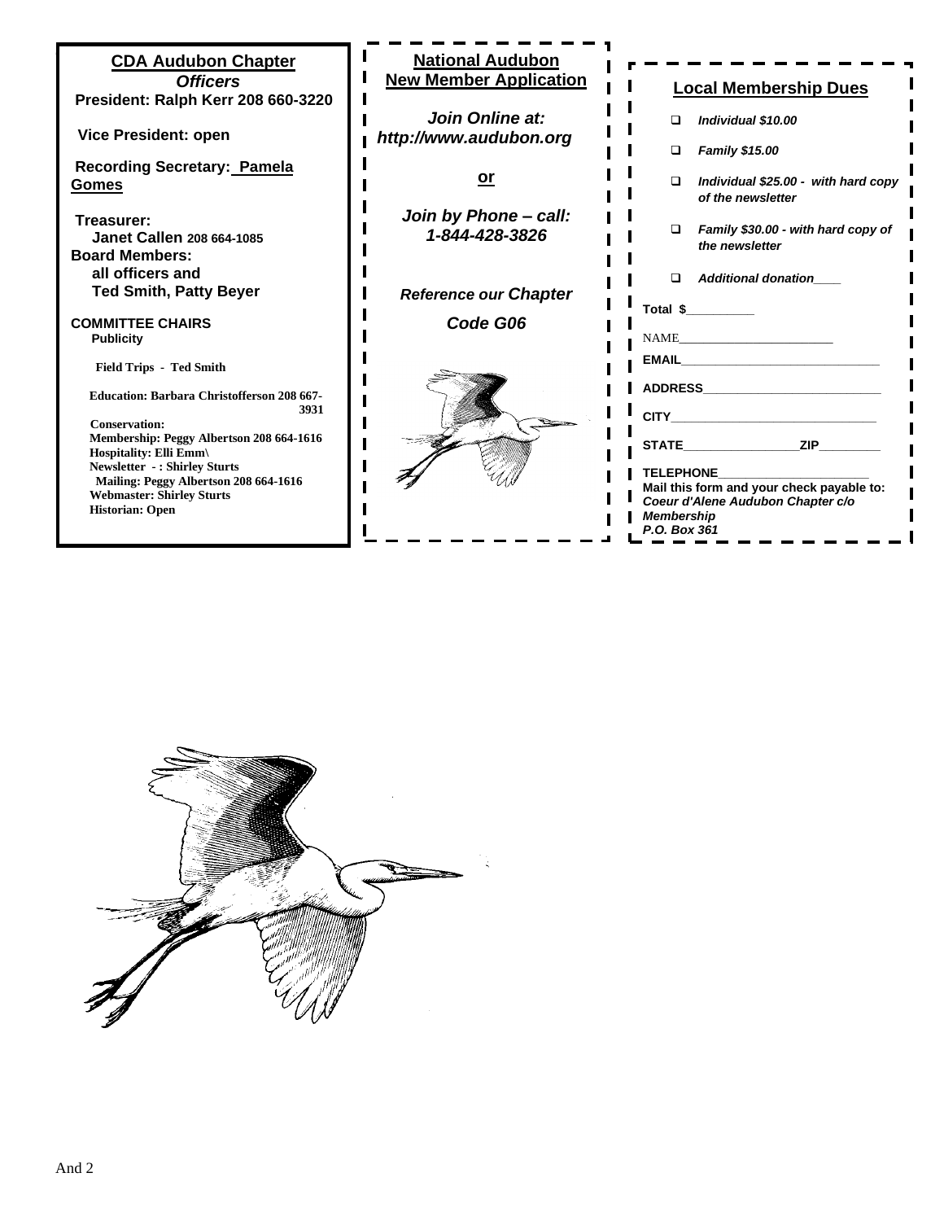## CDA Audubon Chapter

***Officers***

**President: Ralph Kerr 208 660-3220**

**Vice President: open**

**Recording Secretary: Pamela Gomes**

**Treasurer:**
**Janet Callen 208 664-1085**

**Board Members:**
**all officers and**
**Ted Smith, Patty Beyer**

**COMMITTEE CHAIRS**

**Publicity**

**Field Trips - Ted Smith**

**Education: Barbara Christofferson 208 667-3931**

**Conservation:**

**Membership: Peggy Albertson 208 664-1616**

**Hospitality: Elli Emm\**

**Newsletter - : Shirley Sturts**

**Mailing: Peggy Albertson 208 664-1616**

**Webmaster: Shirley Sturts**

**Historian: Open**

## National Audubon New Member Application

***Join Online at: http://www.audubon.org***

**or**

***Join by Phone – call: 1-844-428-3826***

***Reference our Chapter Code G06***

## Local Membership Dues

- ❑ ***Individual $10.00***
- ❑ ***Family $15.00***
- ❑ ***Individual $25.00 - with hard copy of the newsletter***
- ❑ ***Family $30.00 - with hard copy of the newsletter***
- ❑ ***Additional donation____***

**Total $__________**

NAME________________________

**EMAIL______________________________**

**ADDRESS__________________________**

**CITY______________________________**

**STATE_________________ZIP_________**

**TELEPHONE______________________**

**Mail this form and your check payable to:**
***Coeur d'Alene Audubon Chapter c/o Membership***
***P.O. Box 361***

And 2